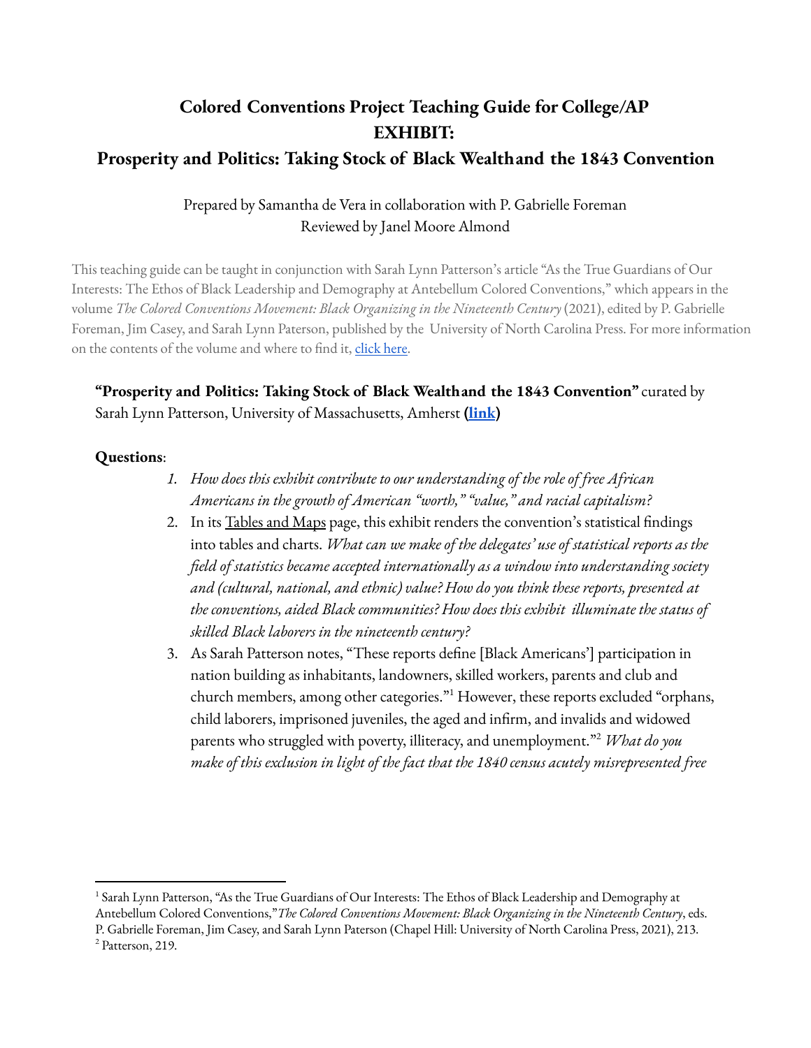# Colored Conventions Project Teaching Guide for College/AP EXHIBIT:
# Prosperity and Politics: Taking Stock of Black Wealth and the 1843 Convention

Prepared by Samantha de Vera in collaboration with P. Gabrielle Foreman
Reviewed by Janel Moore Almond

This teaching guide can be taught in conjunction with Sarah Lynn Patterson's article "As the True Guardians of Our Interests: The Ethos of Black Leadership and Demography at Antebellum Colored Conventions," which appears in the volume *The Colored Conventions Movement: Black Organizing in the Nineteenth Century* (2021), edited by P. Gabrielle Foreman, Jim Casey, and Sarah Lynn Paterson, published by the University of North Carolina Press. For more information on the contents of the volume and where to find it, click here.

**"Prosperity and Politics: Taking Stock of Black Wealth and the 1843 Convention"** curated by Sarah Lynn Patterson, University of Massachusetts, Amherst **(link)**

**Questions**:

1. *How does this exhibit contribute to our understanding of the role of free African Americans in the growth of American "worth," "value," and racial capitalism?*
2. In its Tables and Maps page, this exhibit renders the convention's statistical findings into tables and charts. *What can we make of the delegates' use of statistical reports as the field of statistics became accepted internationally as a window into understanding society and (cultural, national, and ethnic) value? How do you think these reports, presented at the conventions, aided Black communities? How does this exhibit illuminate the status of skilled Black laborers in the nineteenth century?*
3. As Sarah Patterson notes, "These reports define [Black Americans'] participation in nation building as inhabitants, landowners, skilled workers, parents and club and church members, among other categories."[1] However, these reports excluded "orphans, child laborers, imprisoned juveniles, the aged and infirm, and invalids and widowed parents who struggled with poverty, illiteracy, and unemployment."[2] *What do you make of this exclusion in light of the fact that the 1840 census acutely misrepresented free*

---

[1] Sarah Lynn Patterson, "As the True Guardians of Our Interests: The Ethos of Black Leadership and Demography at Antebellum Colored Conventions," *The Colored Conventions Movement: Black Organizing in the Nineteenth Century*, eds. P. Gabrielle Foreman, Jim Casey, and Sarah Lynn Paterson (Chapel Hill: University of North Carolina Press, 2021), 213.

[2] Patterson, 219.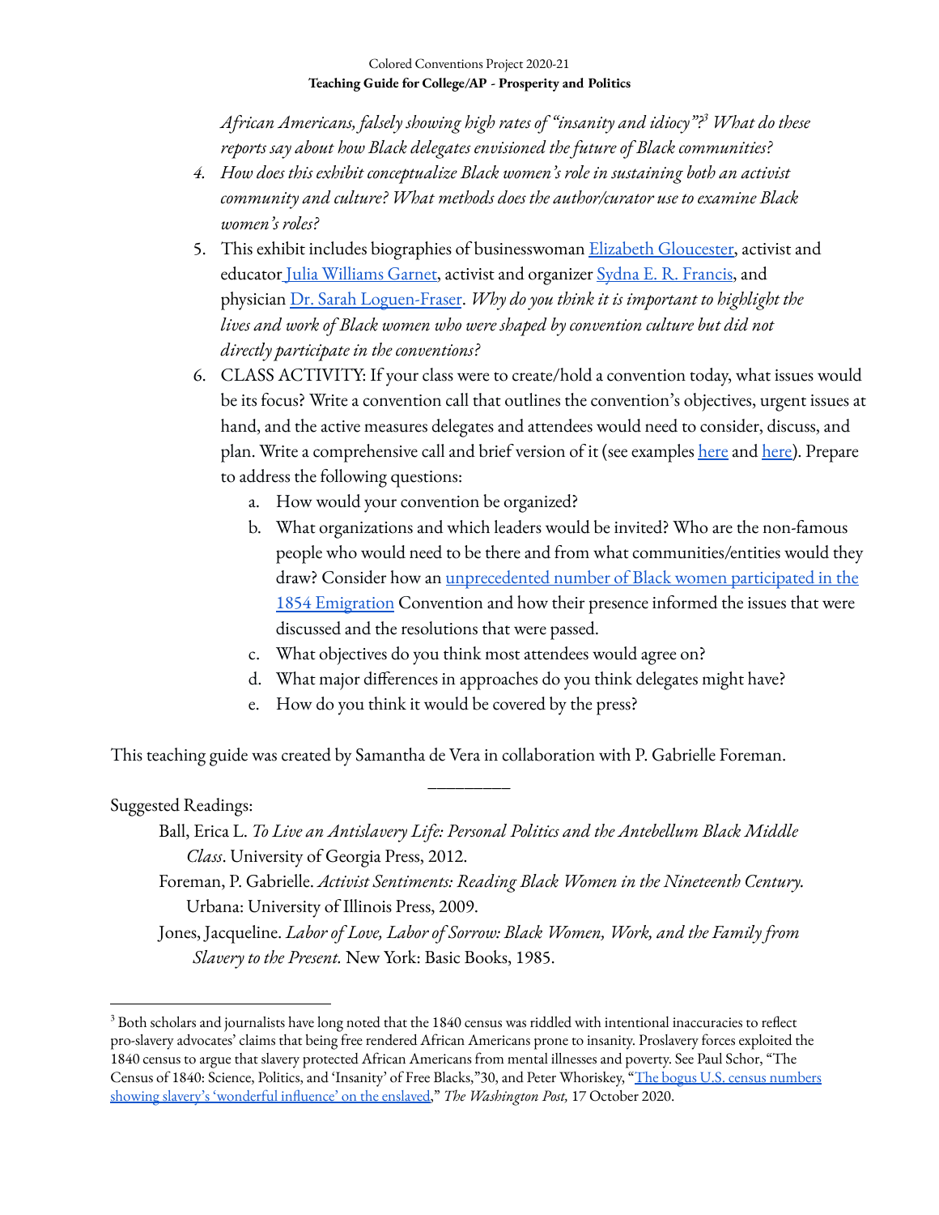*African Americans, falsely showing high rates of "insanity and idiocy"?*[3] *What do these reports say about how Black delegates envisioned the future of Black communities?*

4. *How does this exhibit conceptualize Black women's role in sustaining both an activist community and culture? What methods does the author/curator use to examine Black women's roles?*
5. This exhibit includes biographies of businesswoman Elizabeth Gloucester, activist and educator Julia Williams Garnet, activist and organizer Sydna E. R. Francis, and physician Dr. Sarah Loguen-Fraser. *Why do you think it is important to highlight the lives and work of Black women who were shaped by convention culture but did not directly participate in the conventions?*
6. CLASS ACTIVITY: If your class were to create/hold a convention today, what issues would be its focus? Write a convention call that outlines the convention's objectives, urgent issues at hand, and the active measures delegates and attendees would need to consider, discuss, and plan. Write a comprehensive call and brief version of it (see examples here and here). Prepare to address the following questions:
    a. How would your convention be organized?
    b. What organizations and which leaders would be invited? Who are the non-famous people who would need to be there and from what communities/entities would they draw? Consider how an unprecedented number of Black women participated in the 1854 Emigration Convention and how their presence informed the issues that were discussed and the resolutions that were passed.
    c. What objectives do you think most attendees would agree on?
    d. What major differences in approaches do you think delegates might have?
    e. How do you think it would be covered by the press?

This teaching guide was created by Samantha de Vera in collaboration with P. Gabrielle Foreman.

---

Suggested Readings:

Ball, Erica L. *To Live an Antislavery Life: Personal Politics and the Antebellum Black Middle Class*. University of Georgia Press, 2012.

Foreman, P. Gabrielle. *Activist Sentiments: Reading Black Women in the Nineteenth Century.* Urbana: University of Illinois Press, 2009.

Jones, Jacqueline. *Labor of Love, Labor of Sorrow: Black Women, Work, and the Family from Slavery to the Present.* New York: Basic Books, 1985.

---

[3] Both scholars and journalists have long noted that the 1840 census was riddled with intentional inaccuracies to reflect pro-slavery advocates' claims that being free rendered African Americans prone to insanity. Proslavery forces exploited the 1840 census to argue that slavery protected African Americans from mental illnesses and poverty. See Paul Schor, "The Census of 1840: Science, Politics, and 'Insanity' of Free Blacks,"30, and Peter Whoriskey, "The bogus U.S. census numbers showing slavery's 'wonderful influence' on the enslaved," *The Washington Post,* 17 October 2020.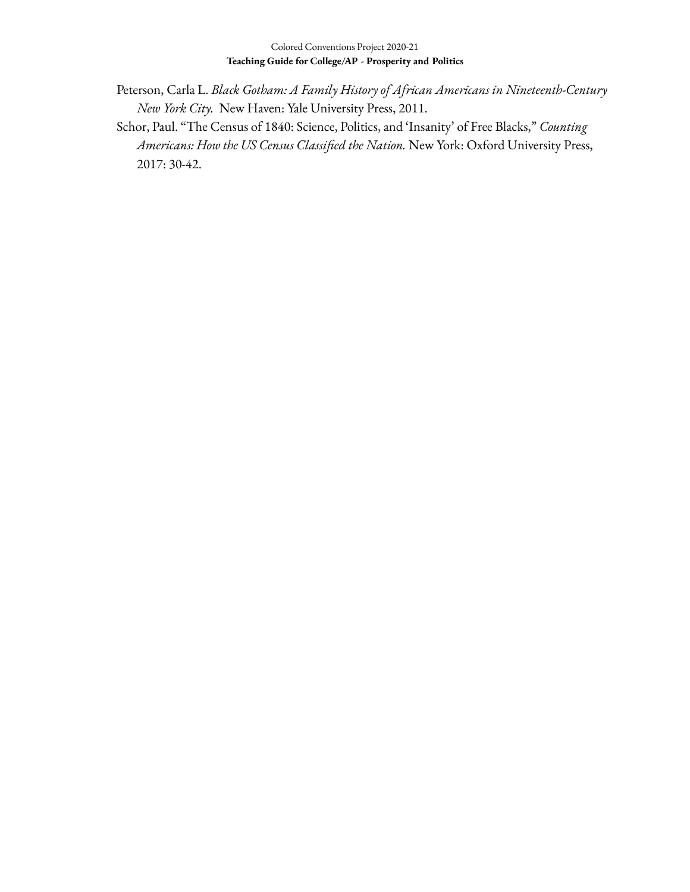Peterson, Carla L. *Black Gotham: A Family History of African Americans in Nineteenth-Century New York City.* New Haven: Yale University Press, 2011.

Schor, Paul. "The Census of 1840: Science, Politics, and 'Insanity' of Free Blacks," *Counting Americans: How the US Census Classified the Nation.* New York: Oxford University Press, 2017: 30-42.